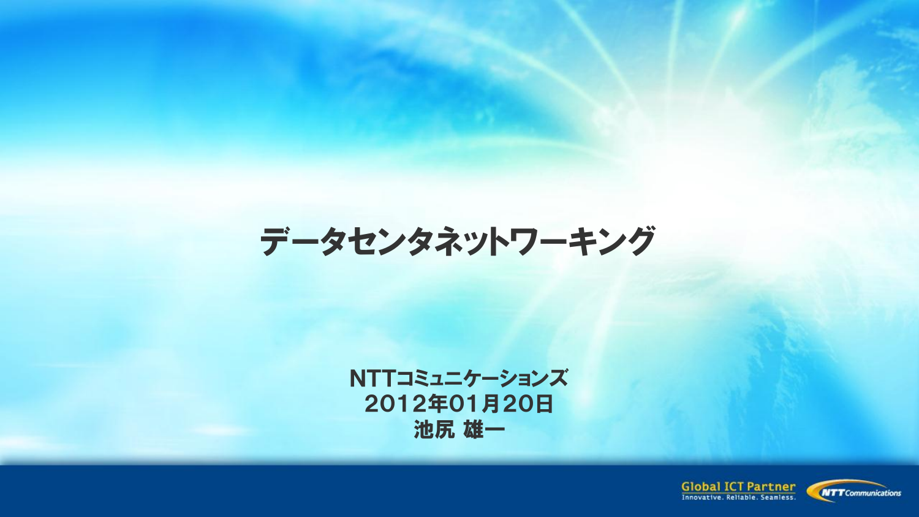# データセンタネットワーキング

NTTコミュニケーションズ
2012年01月20日
池尻 雄一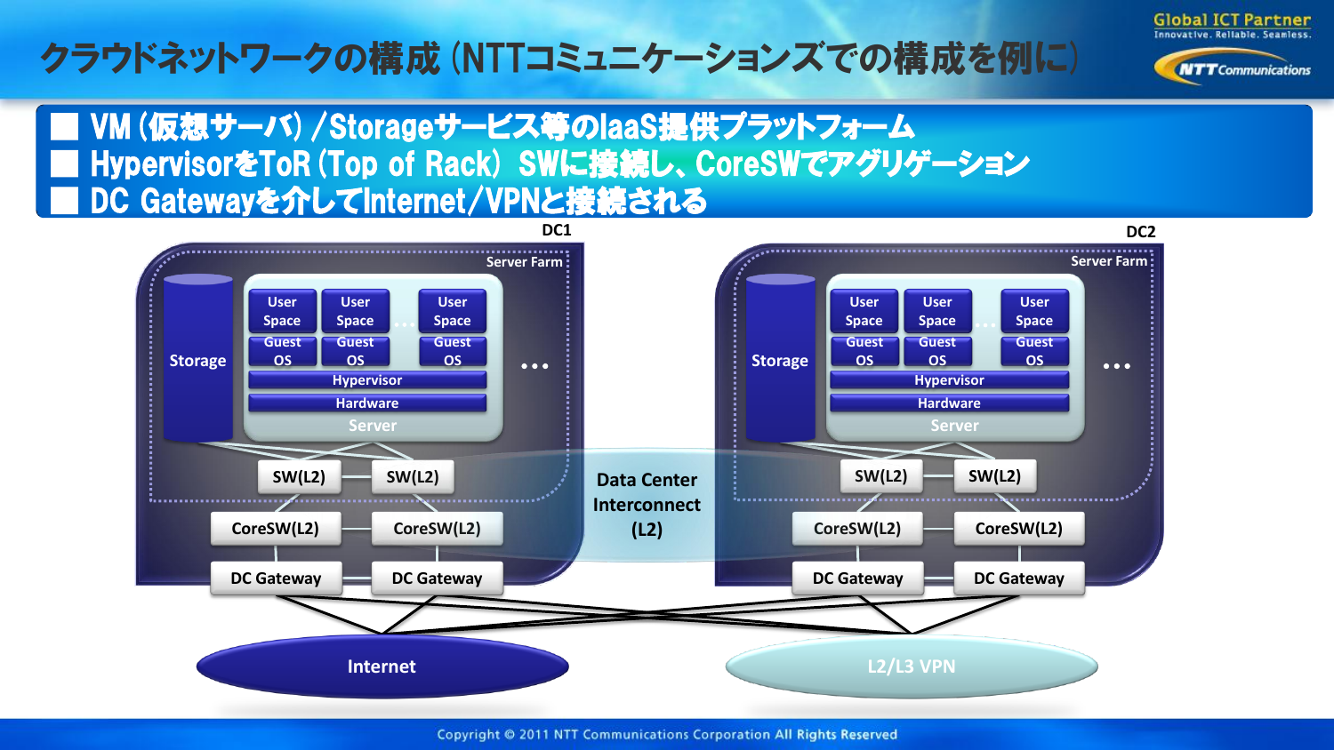# クラウドネットワークの構成 (NTTコミュニケーションズでの構成を例に)

- VM (仮想サーバ) /Storageサービス等のIaaS提供プラットフォーム
- HypervisorをToR (Top of Rack) SWに接続し、CoreSWでアグリゲーション
- DC Gatewayを介してInternet/VPNと接続される

DC1

Server Farm

Storage

User Space / Guest OS … User Space / Guest OS

Hypervisor

Hardware

Server

SW(L2) SW(L2)

CoreSW(L2) CoreSW(L2)

DC Gateway DC Gateway

Data Center Interconnect (L2)

DC2

Server Farm

Storage

User Space / Guest OS … User Space / Guest OS

Hypervisor

Hardware

Server

SW(L2) SW(L2)

CoreSW(L2) CoreSW(L2)

DC Gateway DC Gateway

Internet

L2/L3 VPN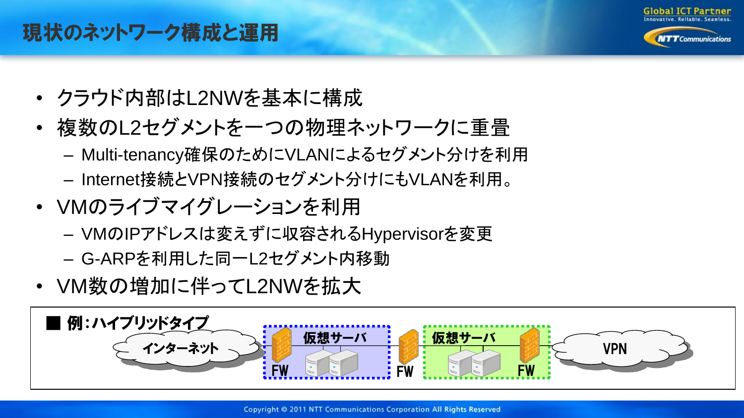# 現状のネットワーク構成と運用

- クラウド内部はL2NWを基本に構成
- 複数のL2セグメントを一つの物理ネットワークに重畳
  - Multi-tenancy確保のためにVLANによるセグメント分けを利用
  - Internet接続とVPN接続のセグメント分けにもVLANを利用。
- VMのライブマイグレーションを利用
  - VMのIPアドレスは変えずに収容されるHypervisorを変更
  - G-ARPを利用した同一L2セグメント内移動
- VM数の増加に伴ってL2NWを拡大

■ 例：ハイブリッドタイプ

インターネット — FW 仮想サーバ — FW — 仮想サーバ FW — VPN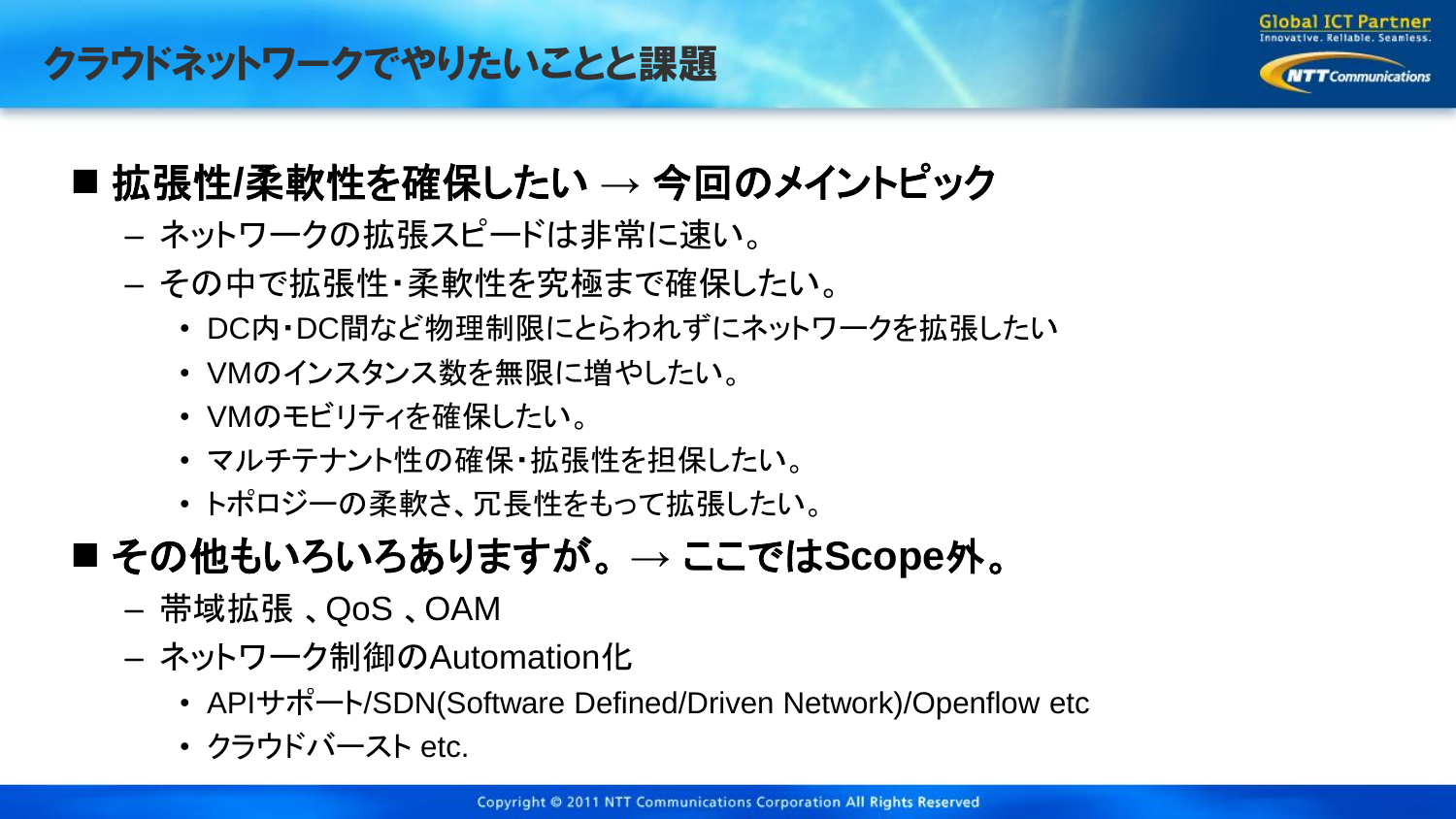# クラウドネットワークでやりたいことと課題

- **拡張性/柔軟性を確保したい → 今回のメイントピック**
  - ネットワークの拡張スピードは非常に速い。
  - その中で拡張性・柔軟性を究極まで確保したい。
    - DC内・DC間など物理制限にとらわれずにネットワークを拡張したい
    - VMのインスタンス数を無限に増やしたい。
    - VMのモビリティを確保したい。
    - マルチテナント性の確保・拡張性を担保したい。
    - トポロジーの柔軟さ、冗長性をもって拡張したい。
- **その他もいろいろありますが。→ ここではScope外。**
  - 帯域拡張 、QoS 、OAM
  - ネットワーク制御のAutomation化
    - APIサポート/SDN(Software Defined/Driven Network)/Openflow etc
    - クラウドバースト etc.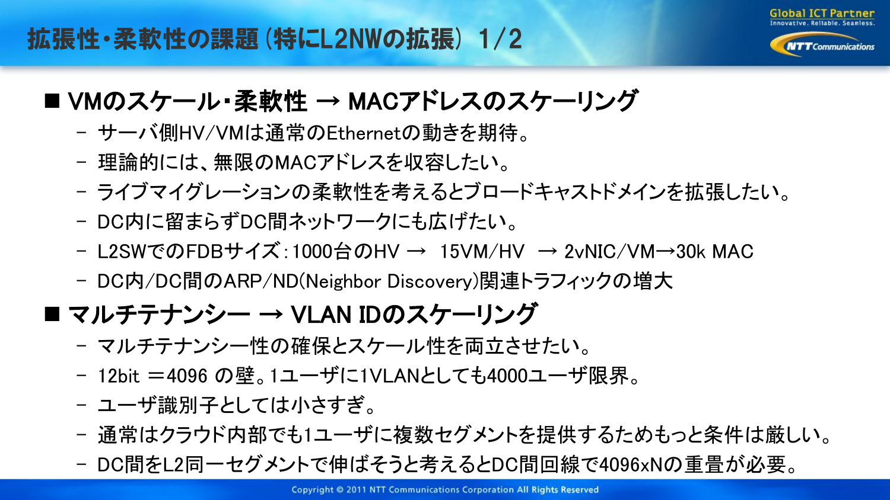# 拡張性・柔軟性の課題 (特にL2NWの拡張) 1/2

## ■ VMのスケール・柔軟性 → MACアドレスのスケーリング

- サーバ側HV/VMは通常のEthernetの動きを期待。
- 理論的には、無限のMACアドレスを収容したい。
- ライブマイグレーションの柔軟性を考えるとブロードキャストドメインを拡張したい。
- DC内に留まらずDC間ネットワークにも広げたい。
- L2SWでのFDBサイズ:1000台のHV → 15VM/HV → 2vNIC/VM→30k MAC
- DC内/DC間のARP/ND(Neighbor Discovery)関連トラフィックの増大

## ■ マルチテナンシー → VLAN IDのスケーリング

- マルチテナンシー性の確保とスケール性を両立させたい。
- 12bit ＝4096 の壁。1ユーザに1VLANとしても4000ユーザ限界。
- ユーザ識別子としては小さすぎ。
- 通常はクラウド内部でも1ユーザに複数セグメントを提供するためもっと条件は厳しい。
- DC間をL2同一セグメントで伸ばそうと考えるとDC間回線で4096xNの重畳が必要。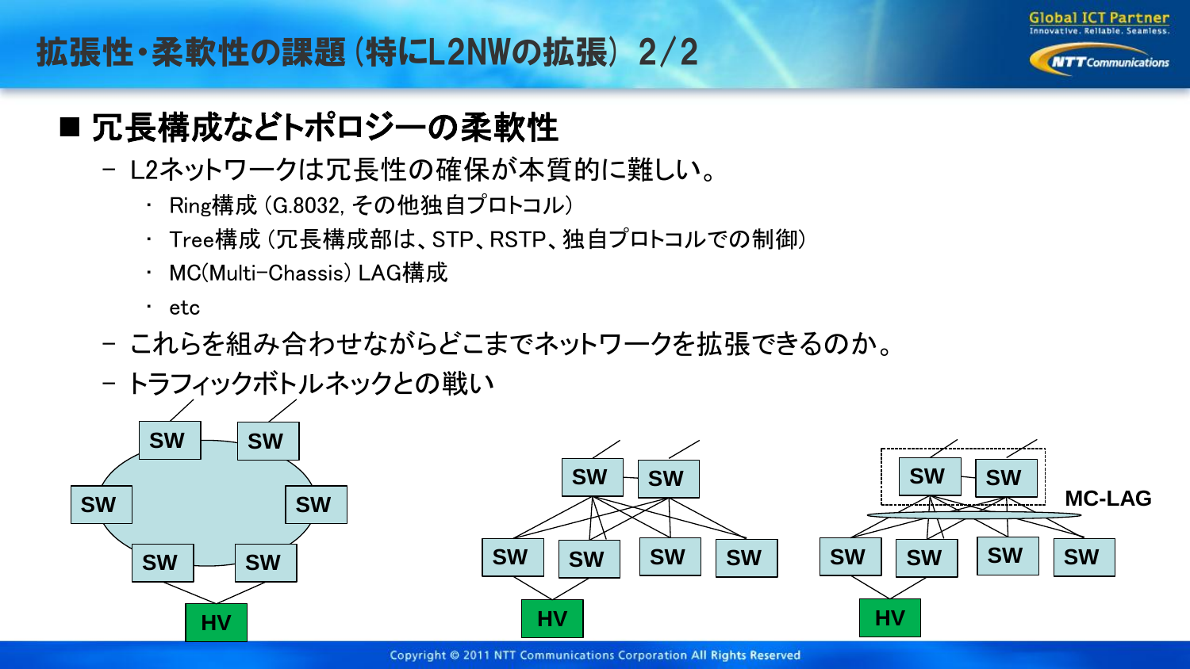# 拡張性・柔軟性の課題（特にL2NWの拡張） 2/2

## ■ 冗長構成などトポロジーの柔軟性

- L2ネットワークは冗長性の確保が本質的に難しい。
  - Ring構成（G.8032, その他独自プロトコル）
  - Tree構成（冗長構成部は、STP、RSTP、独自プロトコルでの制御）
  - MC(Multi-Chassis) LAG構成
  - etc
- これらを組み合わせながらどこまでネットワークを拡張できるのか。
- トラフィックボトルネックとの戦い

SW SW SW SW SW SW HV

SW SW SW SW SW SW HV

SW SW MC-LAG SW SW SW SW HV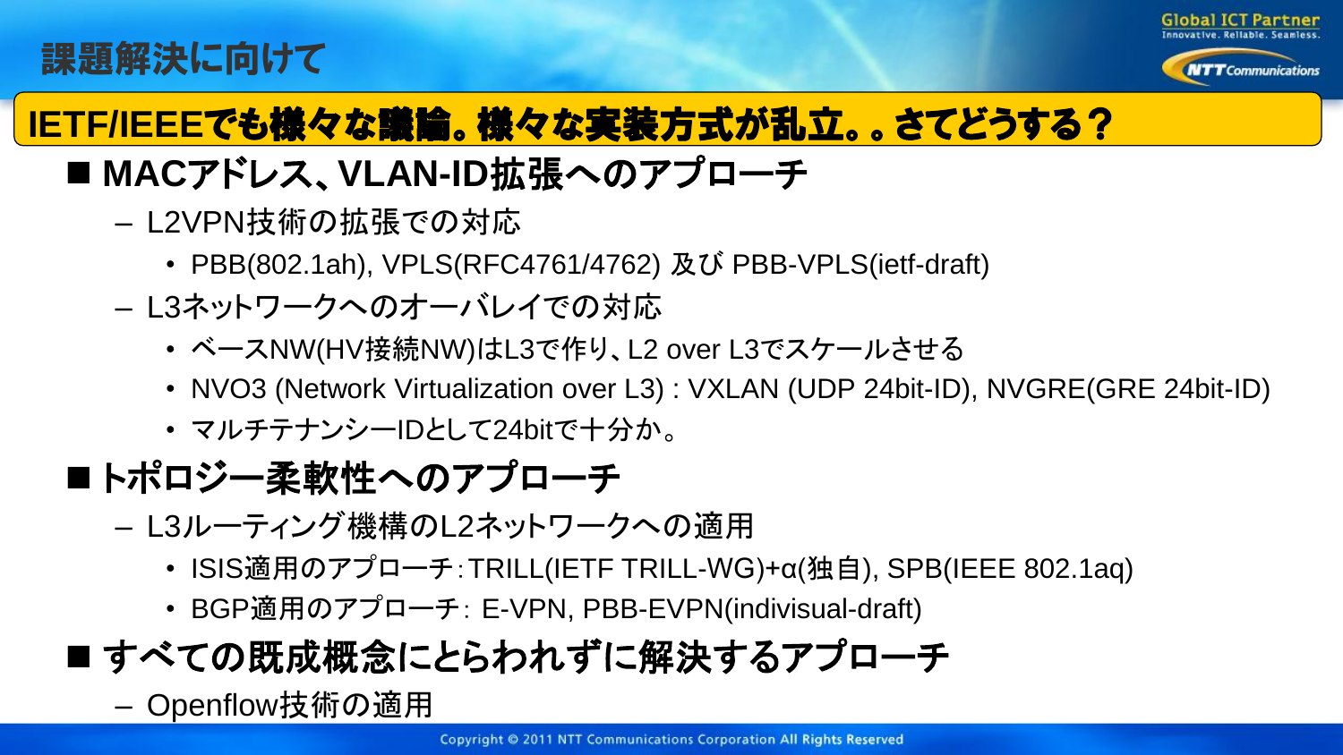# 課題解決に向けて

**IETF/IEEEでも様々な議論。様々な実装方式が乱立。。さてどうする？**

## ■ MACアドレス、VLAN-ID拡張へのアプローチ

- L2VPN技術の拡張での対応
  - PBB(802.1ah), VPLS(RFC4761/4762) 及び PBB-VPLS(ietf-draft)
- L3ネットワークへのオーバレイでの対応
  - ベースNW(HV接続NW)はL3で作り、L2 over L3でスケールさせる
  - NVO3 (Network Virtualization over L3) : VXLAN (UDP 24bit-ID), NVGRE(GRE 24bit-ID)
  - マルチテナンシーIDとして24bitで十分か。

## ■ トポロジー柔軟性へのアプローチ

- L3ルーティング機構のL2ネットワークへの適用
  - ISIS適用のアプローチ：TRILL(IETF TRILL-WG)+α(独自), SPB(IEEE 802.1aq)
  - BGP適用のアプローチ： E-VPN, PBB-EVPN(indivisual-draft)

## ■ すべての既成概念にとらわれずに解決するアプローチ

- Openflow技術の適用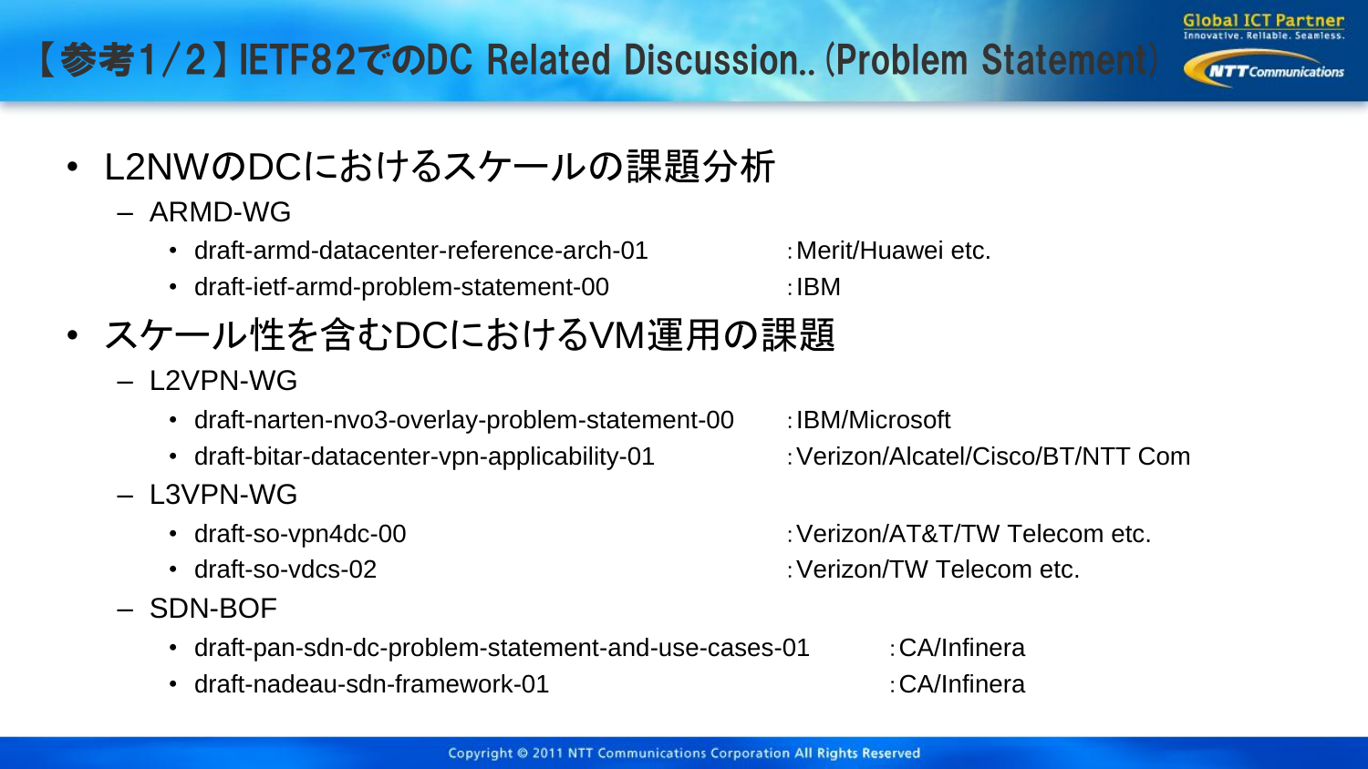# 【参考1/2】IETF82でのDC Related Discussion.. (Problem Statement)

- L2NWのDCにおけるスケールの課題分析
  - ARMD-WG
    - draft-armd-datacenter-reference-arch-01 :Merit/Huawei etc.
    - draft-ietf-armd-problem-statement-00 :IBM
- スケール性を含むDCにおけるVM運用の課題
  - L2VPN-WG
    - draft-narten-nvo3-overlay-problem-statement-00 :IBM/Microsoft
    - draft-bitar-datacenter-vpn-applicability-01 :Verizon/Alcatel/Cisco/BT/NTT Com
  - L3VPN-WG
    - draft-so-vpn4dc-00 :Verizon/AT&T/TW Telecom etc.
    - draft-so-vdcs-02 :Verizon/TW Telecom etc.
  - SDN-BOF
    - draft-pan-sdn-dc-problem-statement-and-use-cases-01 :CA/Infinera
    - draft-nadeau-sdn-framework-01 :CA/Infinera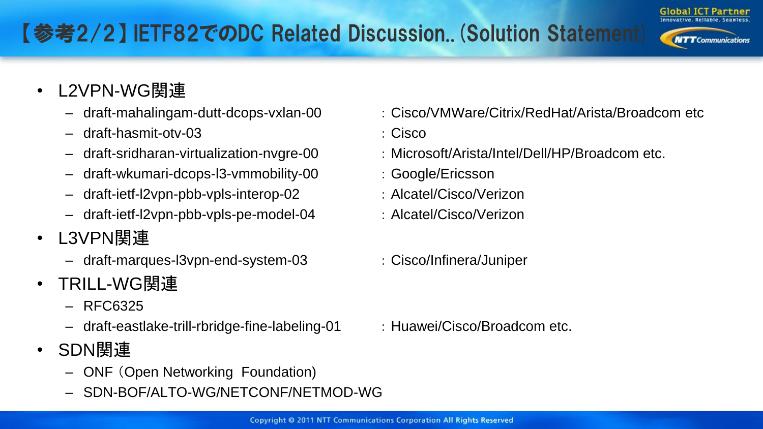# 【参考2/2】IETF82でのDC Related Discussion..(Solution Statement)

- L2VPN-WG関連
  - draft-mahalingam-dutt-dcops-vxlan-00 : Cisco/VMWare/Citrix/RedHat/Arista/Broadcom etc
  - draft-hasmit-otv-03 : Cisco
  - draft-sridharan-virtualization-nvgre-00 : Microsoft/Arista/Intel/Dell/HP/Broadcom etc.
  - draft-wkumari-dcops-l3-vmmobility-00 : Google/Ericsson
  - draft-ietf-l2vpn-pbb-vpls-interop-02 : Alcatel/Cisco/Verizon
  - draft-ietf-l2vpn-pbb-vpls-pe-model-04 : Alcatel/Cisco/Verizon
- L3VPN関連
  - draft-marques-l3vpn-end-system-03 : Cisco/Infinera/Juniper
- TRILL-WG関連
  - RFC6325
  - draft-eastlake-trill-rbridge-fine-labeling-01 : Huawei/Cisco/Broadcom etc.
- SDN関連
  - ONF（Open Networking Foundation)
  - SDN-BOF/ALTO-WG/NETCONF/NETMOD-WG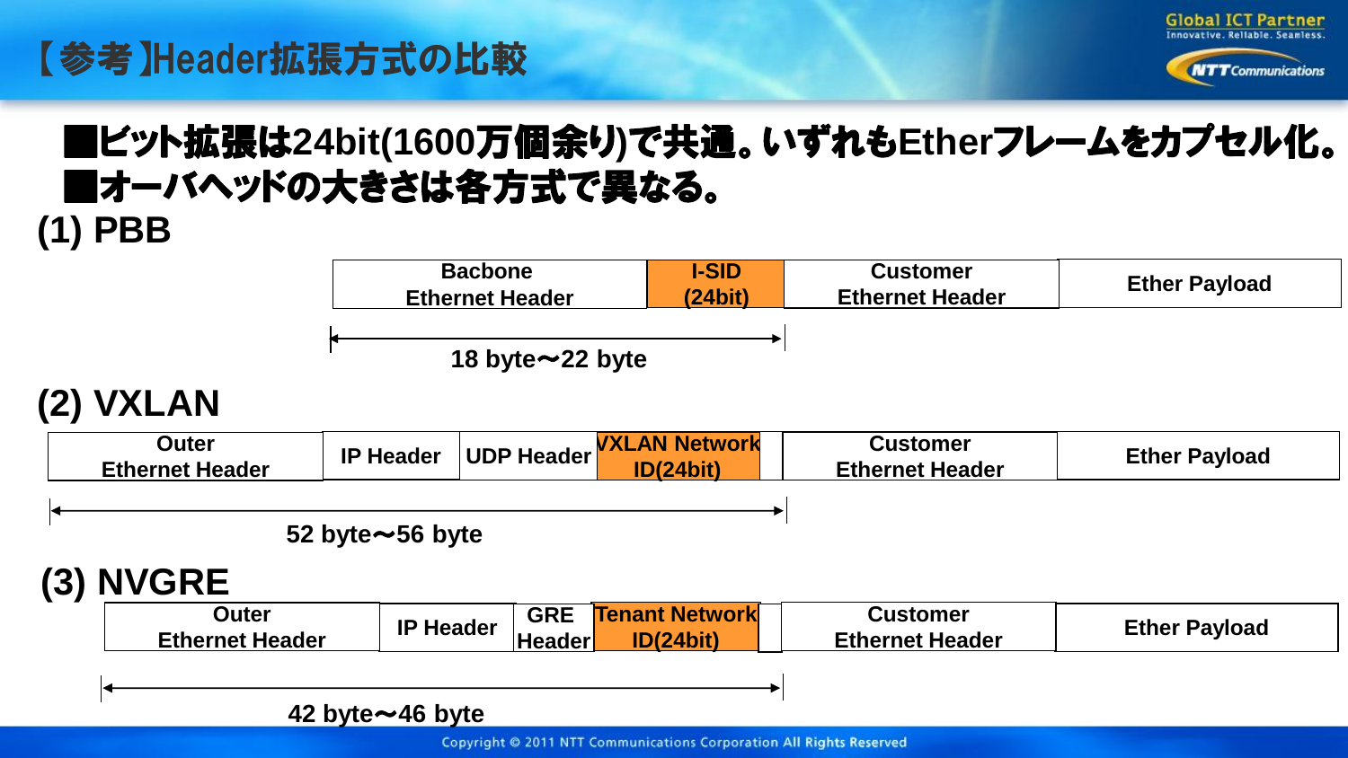# 【参考】Header拡張方式の比較

■ビット拡張は24bit(1600万個余り)で共通。いずれもEtherフレームをカプセル化。
■オーバヘッドの大きさは各方式で異なる。

## (1) PBB

| Bacbone Ethernet Header | I-SID (24bit) | Customer Ethernet Header | Ether Payload |
|---|---|---|---|

18 byte〜22 byte

## (2) VXLAN

| Outer Ethernet Header | IP Header | UDP Header | VXLAN Network ID(24bit) | | Customer Ethernet Header | Ether Payload |
|---|---|---|---|---|---|---|

52 byte〜56 byte

## (3) NVGRE

| Outer Ethernet Header | IP Header | GRE Header | Tenant Network ID(24bit) | | Customer Ethernet Header | Ether Payload |
|---|---|---|---|---|---|---|

42 byte〜46 byte